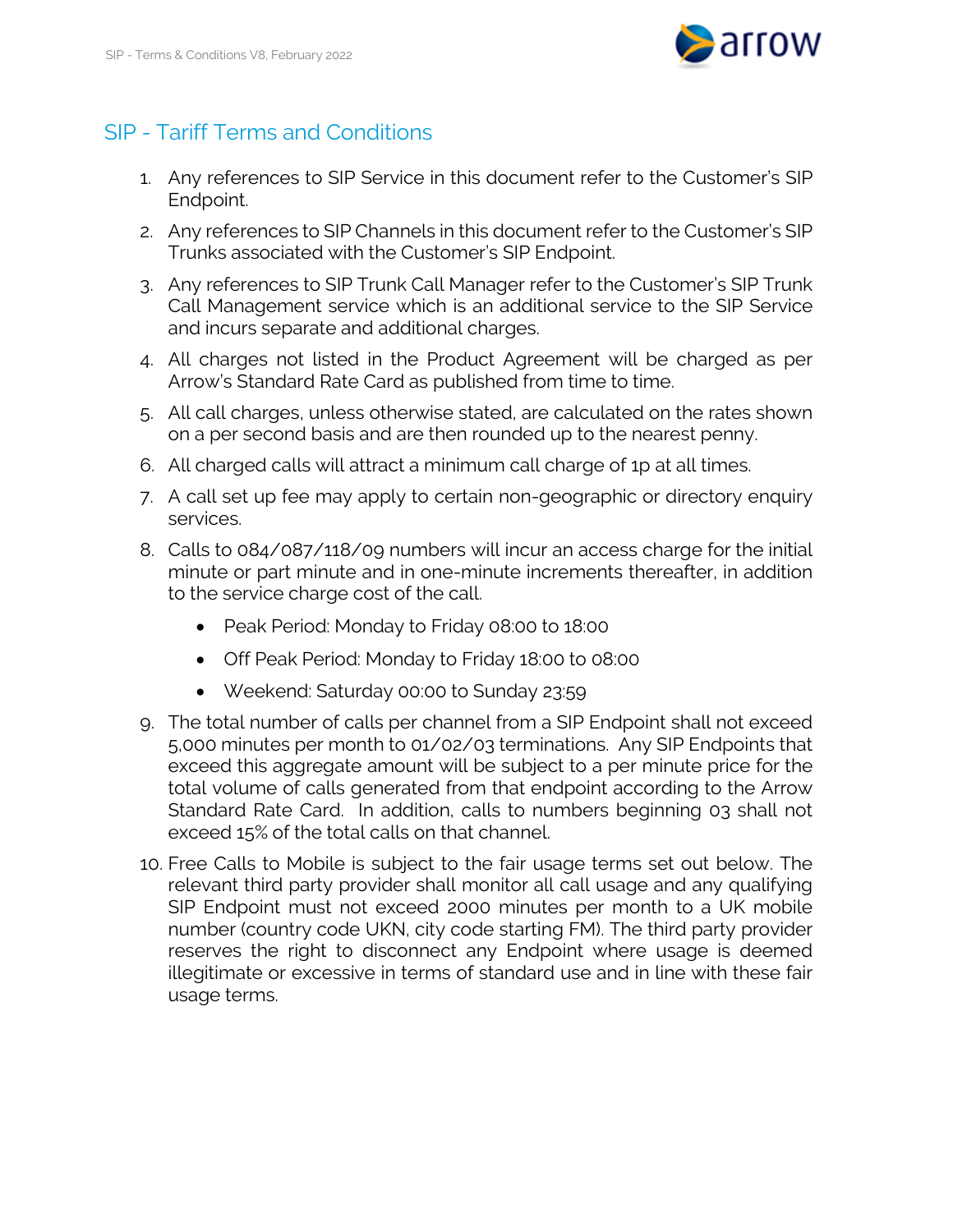# SIP - Tariff Terms and Conditions

1. Any references to SIP Service in this document refer to the Customer's SIP Endpoint.
2. Any references to SIP Channels in this document refer to the Customer's SIP Trunks associated with the Customer's SIP Endpoint.
3. Any references to SIP Trunk Call Manager refer to the Customer's SIP Trunk Call Management service which is an additional service to the SIP Service and incurs separate and additional charges.
4. All charges not listed in the Product Agreement will be charged as per Arrow's Standard Rate Card as published from time to time.
5. All call charges, unless otherwise stated, are calculated on the rates shown on a per second basis and are then rounded up to the nearest penny.
6. All charged calls will attract a minimum call charge of 1p at all times.
7. A call set up fee may apply to certain non-geographic or directory enquiry services.
8. Calls to 084/087/118/09 numbers will incur an access charge for the initial minute or part minute and in one-minute increments thereafter, in addition to the service charge cost of the call.
   - Peak Period: Monday to Friday 08:00 to 18:00
   - Off Peak Period: Monday to Friday 18:00 to 08:00
   - Weekend: Saturday 00:00 to Sunday 23:59
9. The total number of calls per channel from a SIP Endpoint shall not exceed 5,000 minutes per month to 01/02/03 terminations. Any SIP Endpoints that exceed this aggregate amount will be subject to a per minute price for the total volume of calls generated from that endpoint according to the Arrow Standard Rate Card. In addition, calls to numbers beginning 03 shall not exceed 15% of the total calls on that channel.
10. Free Calls to Mobile is subject to the fair usage terms set out below. The relevant third party provider shall monitor all call usage and any qualifying SIP Endpoint must not exceed 2000 minutes per month to a UK mobile number (country code UKN, city code starting FM). The third party provider reserves the right to disconnect any Endpoint where usage is deemed illegitimate or excessive in terms of standard use and in line with these fair usage terms.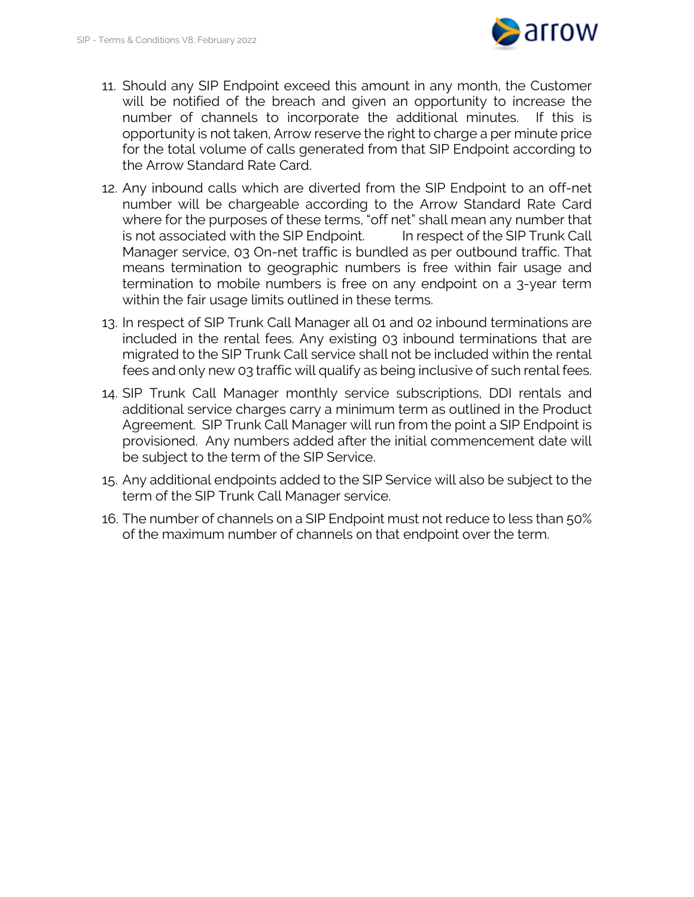11. Should any SIP Endpoint exceed this amount in any month, the Customer will be notified of the breach and given an opportunity to increase the number of channels to incorporate the additional minutes. If this is opportunity is not taken, Arrow reserve the right to charge a per minute price for the total volume of calls generated from that SIP Endpoint according to the Arrow Standard Rate Card.
12. Any inbound calls which are diverted from the SIP Endpoint to an off-net number will be chargeable according to the Arrow Standard Rate Card where for the purposes of these terms, "off net" shall mean any number that is not associated with the SIP Endpoint. In respect of the SIP Trunk Call Manager service, 03 On-net traffic is bundled as per outbound traffic. That means termination to geographic numbers is free within fair usage and termination to mobile numbers is free on any endpoint on a 3-year term within the fair usage limits outlined in these terms.
13. In respect of SIP Trunk Call Manager all 01 and 02 inbound terminations are included in the rental fees. Any existing 03 inbound terminations that are migrated to the SIP Trunk Call service shall not be included within the rental fees and only new 03 traffic will qualify as being inclusive of such rental fees.
14. SIP Trunk Call Manager monthly service subscriptions, DDI rentals and additional service charges carry a minimum term as outlined in the Product Agreement. SIP Trunk Call Manager will run from the point a SIP Endpoint is provisioned. Any numbers added after the initial commencement date will be subject to the term of the SIP Service.
15. Any additional endpoints added to the SIP Service will also be subject to the term of the SIP Trunk Call Manager service.
16. The number of channels on a SIP Endpoint must not reduce to less than 50% of the maximum number of channels on that endpoint over the term.